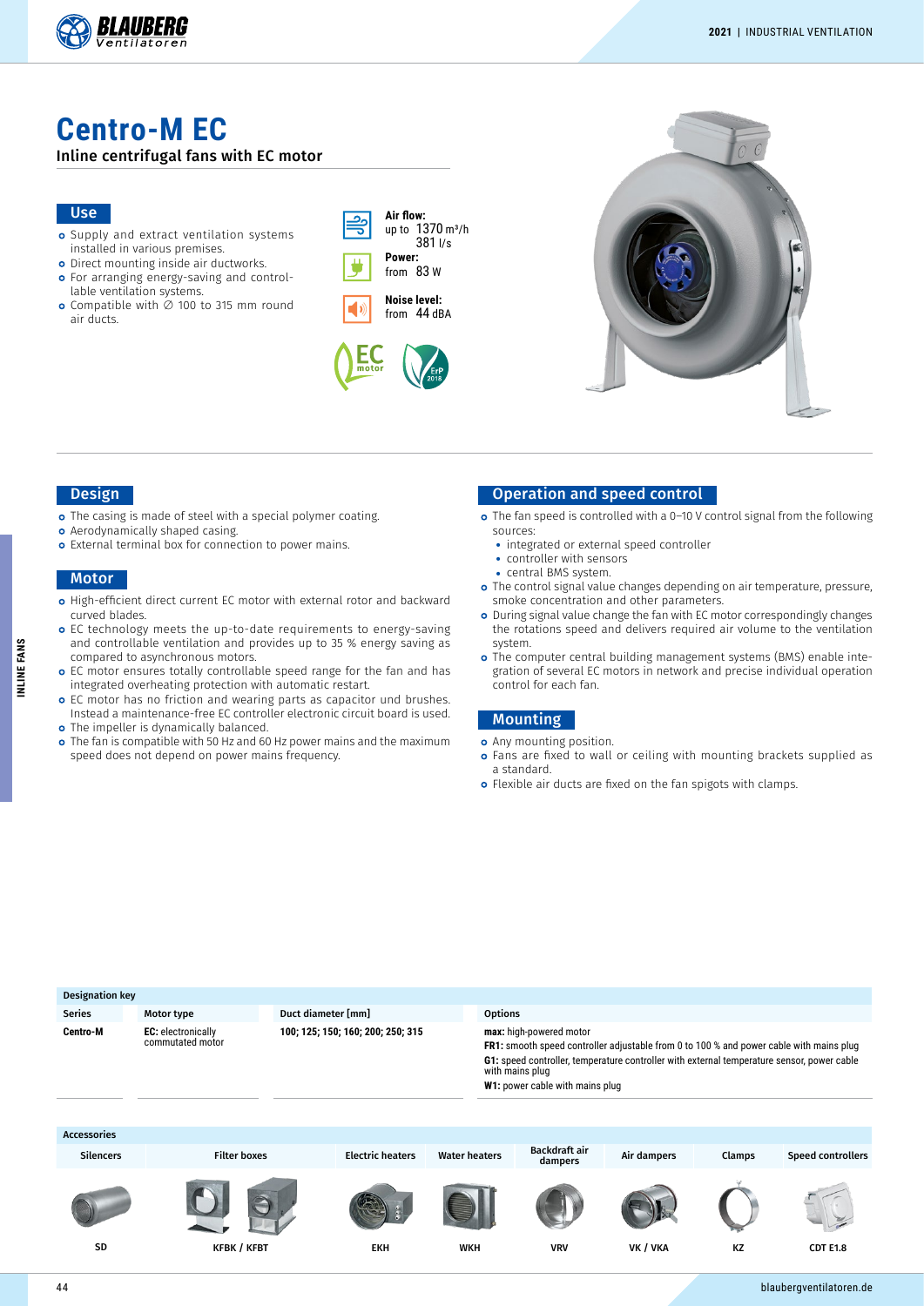# Centro-M EC

**Inline centrifugal fans with EC motor**

## Use

- Supply and extract ventilation systems installed in various premises.
- Direct mounting inside air ductworks.
- For arranging energy-saving and controllable ventilation systems.
- Compatible with ∅ 100 to 315 mm round air ducts.

**Air flow:** up to 1370 m³/h 381 l/s

**Power:** from 83 W

**Noise level:** from 44 dBA

## Design

- The casing is made of steel with a special polymer coating.
- Aerodynamically shaped casing.
- External terminal box for connection to power mains.

## Motor

- High-efficient direct current EC motor with external rotor and backward curved blades.
- EC technology meets the up-to-date requirements to energy-saving and controllable ventilation and provides up to 35 % energy saving as compared to asynchronous motors.
- EC motor ensures totally controllable speed range for the fan and has integrated overheating protection with automatic restart.
- EC motor has no friction and wearing parts as capacitor und brushes. Instead a maintenance-free EC controller electronic circuit board is used.
- The impeller is dynamically balanced.
- The fan is compatible with 50 Hz and 60 Hz power mains and the maximum speed does not depend on power mains frequency.

## Operation and speed control

- The fan speed is controlled with a 0–10 V control signal from the following sources:
  - integrated or external speed controller
  - controller with sensors
  - central BMS system.
- The control signal value changes depending on air temperature, pressure, smoke concentration and other parameters.
- During signal value change the fan with EC motor correspondingly changes the rotations speed and delivers required air volume to the ventilation system.
- The computer central building management systems (BMS) enable integration of several EC motors in network and precise individual operation control for each fan.

## Mounting

- Any mounting position.
- Fans are fixed to wall or ceiling with mounting brackets supplied as a standard.
- Flexible air ducts are fixed on the fan spigots with clamps.

**Designation key**

| Series | Motor type | Duct diameter [mm] | Options |
|---|---|---|---|
| Centro-M | **EC:** electronically commutated motor | 100; 125; 150; 160; 200; 250; 315 | **max:** high-powered motor<br>**FR1:** smooth speed controller adjustable from 0 to 100 % and power cable with mains plug<br>**G1:** speed controller, temperature controller with external temperature sensor, power cable with mains plug<br>**W1:** power cable with mains plug |

**Accessories**

| Silencers | Filter boxes | Electric heaters | Water heaters | Backdraft air dampers | Air dampers | Clamps | Speed controllers |
|---|---|---|---|---|---|---|---|
| SD | KFBK / KFBT | EKH | WKH | VRV | VK / VKA | KZ | CDT E1.8 |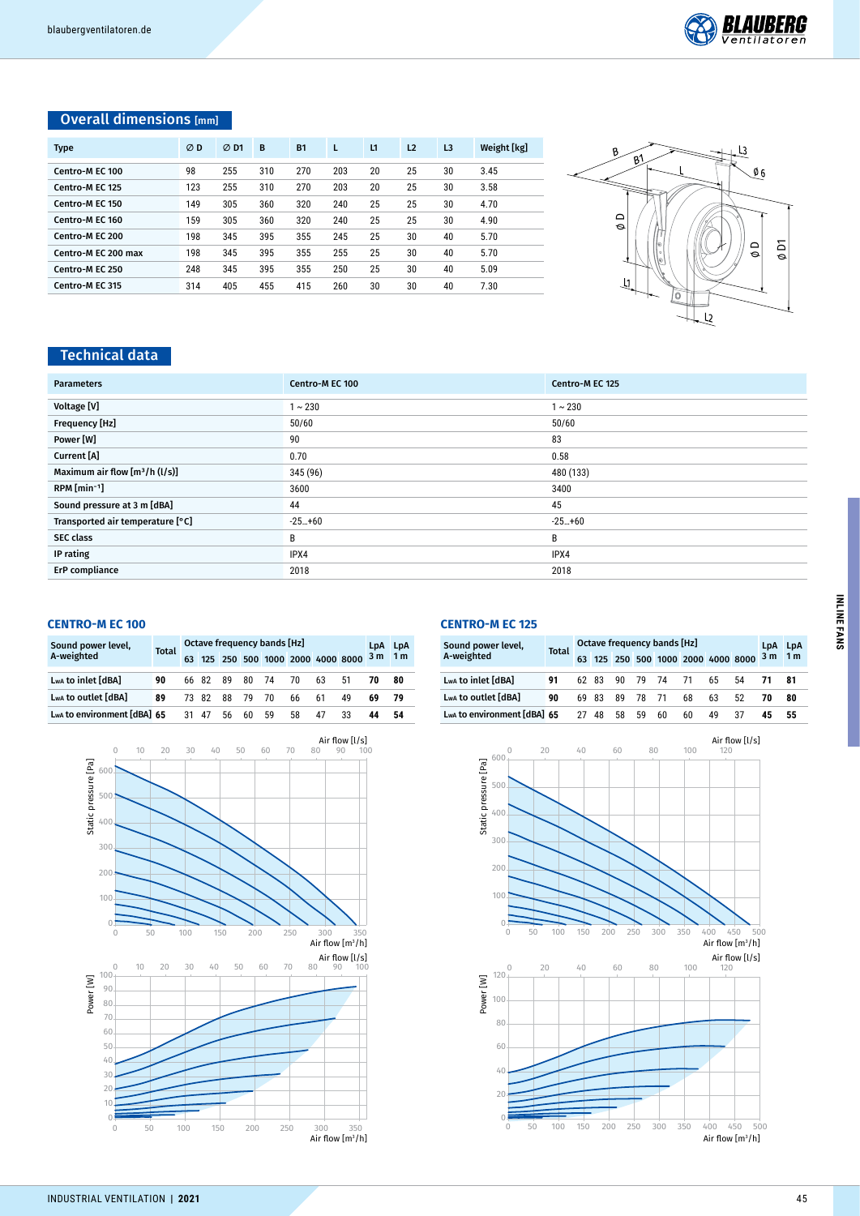## Overall dimensions [mm]

| Type | ∅ D | ∅ D1 | B | B1 | L | L1 | L2 | L3 | Weight [kg] |
|---|---|---|---|---|---|---|---|---|---|
| Centro-M EC 100 | 98 | 255 | 310 | 270 | 203 | 20 | 25 | 30 | 3.45 |
| Centro-M EC 125 | 123 | 255 | 310 | 270 | 203 | 20 | 25 | 30 | 3.58 |
| Centro-M EC 150 | 149 | 305 | 360 | 320 | 240 | 25 | 25 | 30 | 4.70 |
| Centro-M EC 160 | 159 | 305 | 360 | 320 | 240 | 25 | 25 | 30 | 4.90 |
| Centro-M EC 200 | 198 | 345 | 395 | 355 | 245 | 25 | 30 | 40 | 5.70 |
| Centro-M EC 200 max | 198 | 345 | 395 | 355 | 255 | 25 | 30 | 40 | 5.70 |
| Centro-M EC 250 | 248 | 345 | 395 | 355 | 250 | 25 | 30 | 40 | 5.09 |
| Centro-M EC 315 | 314 | 405 | 455 | 415 | 260 | 30 | 30 | 40 | 7.30 |

## Technical data

| Parameters | Centro-M EC 100 | Centro-M EC 125 |
|---|---|---|
| Voltage [V] | 1 ~ 230 | 1 ~ 230 |
| Frequency [Hz] | 50/60 | 50/60 |
| Power [W] | 90 | 83 |
| Current [A] | 0.70 | 0.58 |
| Maximum air flow [m³/h (l/s)] | 345 (96) | 480 (133) |
| RPM [min⁻¹] | 3600 | 3400 |
| Sound pressure at 3 m [dBA] | 44 | 45 |
| Transported air temperature [°C] | -25...+60 | -25...+60 |
| SEC class | B | B |
| IP rating | IPX4 | IPX4 |
| ErP compliance | 2018 | 2018 |

### CENTRO-M EC 100

| Sound power level, A-weighted | Total | Octave frequency bands [Hz] | | | | | | | | LpA 3 m | LpA 1 m |
|---|---|---|---|---|---|---|---|---|---|---|---|
| | | 63 | 125 | 250 | 500 | 1000 | 2000 | 4000 | 8000 | | |
| LWA to inlet [dBA] | 90 | 66 | 82 | 89 | 80 | 74 | 70 | 63 | 51 | 70 | 80 |
| LWA to outlet [dBA] | 89 | 73 | 82 | 88 | 79 | 70 | 66 | 61 | 49 | 69 | 79 |
| LWA to environment [dBA] | 65 | 31 | 47 | 56 | 60 | 59 | 58 | 47 | 33 | 44 | 54 |

### CENTRO-M EC 125

| Sound power level, A-weighted | Total | Octave frequency bands [Hz] | | | | | | | | LpA 3 m | LpA 1 m |
|---|---|---|---|---|---|---|---|---|---|---|---|
| | | 63 | 125 | 250 | 500 | 1000 | 2000 | 4000 | 8000 | | |
| LWA to inlet [dBA] | 91 | 62 | 83 | 90 | 79 | 74 | 71 | 65 | 54 | 71 | 81 |
| LWA to outlet [dBA] | 90 | 69 | 83 | 89 | 78 | 71 | 68 | 63 | 52 | 70 | 80 |
| LWA to environment [dBA] | 65 | 27 | 48 | 58 | 59 | 60 | 60 | 49 | 37 | 45 | 55 |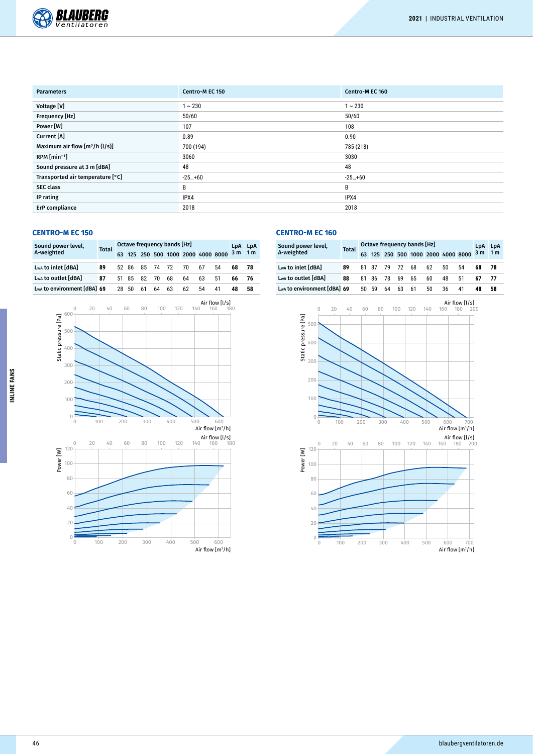| Parameters | Centro-M EC 150 | Centro-M EC 160 |
|---|---|---|
| Voltage [V] | 1 ~ 230 | 1 ~ 230 |
| Frequency [Hz] | 50/60 | 50/60 |
| Power [W] | 107 | 108 |
| Current [A] | 0.89 | 0.90 |
| Maximum air flow [m³/h (l/s)] | 700 (194) | 785 (218) |
| RPM [min⁻¹] | 3060 | 3030 |
| Sound pressure at 3 m [dBA] | 48 | 48 |
| Transported air temperature [°C] | -25...+60 | -25...+60 |
| SEC class | B | B |
| IP rating | IPX4 | IPX4 |
| ErP compliance | 2018 | 2018 |

## CENTRO-M EC 150

| Sound power level, A-weighted | Total | Octave frequency bands [Hz] | | | | | | | | LpA 3 m | LpA 1 m |
|---|---|---|---|---|---|---|---|---|---|---|---|
| | | 63 | 125 | 250 | 500 | 1000 | 2000 | 4000 | 8000 | | |
| LwA to inlet [dBA] | 89 | 52 | 86 | 85 | 74 | 72 | 70 | 67 | 54 | 68 | 78 |
| LwA to outlet [dBA] | 87 | 51 | 85 | 82 | 70 | 68 | 64 | 63 | 51 | 66 | 76 |
| LwA to environment [dBA] | 69 | 28 | 50 | 61 | 64 | 63 | 62 | 54 | 41 | 48 | 58 |

## CENTRO-M EC 160

| Sound power level, A-weighted | Total | Octave frequency bands [Hz] | | | | | | | | LpA 3 m | LpA 1 m |
|---|---|---|---|---|---|---|---|---|---|---|---|
| | | 63 | 125 | 250 | 500 | 1000 | 2000 | 4000 | 8000 | | |
| LwA to inlet [dBA] | 89 | 81 | 87 | 79 | 72 | 68 | 62 | 50 | 54 | 68 | 78 |
| LwA to outlet [dBA] | 88 | 81 | 86 | 78 | 69 | 65 | 60 | 48 | 51 | 67 | 77 |
| LwA to environment [dBA] | 69 | 50 | 59 | 64 | 63 | 61 | 50 | 36 | 41 | 48 | 58 |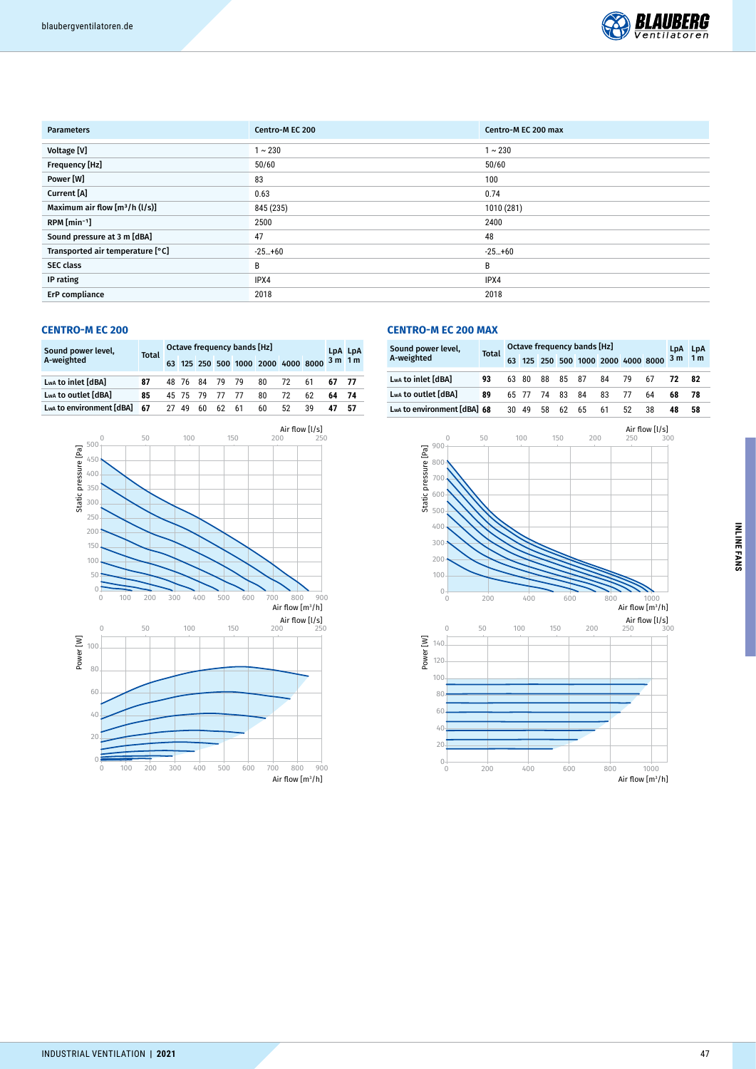| Parameters | Centro-M EC 200 | Centro-M EC 200 max |
|---|---|---|
| Voltage [V] | 1 ~ 230 | 1 ~ 230 |
| Frequency [Hz] | 50/60 | 50/60 |
| Power [W] | 83 | 100 |
| Current [A] | 0.63 | 0.74 |
| Maximum air flow [m³/h (l/s)] | 845 (235) | 1010 (281) |
| RPM [min⁻¹] | 2500 | 2400 |
| Sound pressure at 3 m [dBA] | 47 | 48 |
| Transported air temperature [°C] | -25...+60 | -25...+60 |
| SEC class | B | B |
| IP rating | IPX4 | IPX4 |
| ErP compliance | 2018 | 2018 |

## CENTRO-M EC 200

| Sound power level, A-weighted | Total | Octave frequency bands [Hz] | | | | | | | | LpA 3 m | LpA 1 m |
|---|---|---|---|---|---|---|---|---|---|---|---|
| | | 63 | 125 | 250 | 500 | 1000 | 2000 | 4000 | 8000 | | |
| LwA to inlet [dBA] | 87 | 48 | 76 | 84 | 79 | 79 | 80 | 72 | 61 | 67 | 77 |
| LwA to outlet [dBA] | 85 | 45 | 75 | 79 | 77 | 77 | 80 | 72 | 62 | 64 | 74 |
| LwA to environment [dBA] | 67 | 27 | 49 | 60 | 62 | 61 | 60 | 52 | 39 | 47 | 57 |

## CENTRO-M EC 200 MAX

| Sound power level, A-weighted | Total | Octave frequency bands [Hz] | | | | | | | | LpA 3 m | LpA 1 m |
|---|---|---|---|---|---|---|---|---|---|---|---|
| | | 63 | 125 | 250 | 500 | 1000 | 2000 | 4000 | 8000 | | |
| LwA to inlet [dBA] | 93 | 63 | 80 | 88 | 85 | 87 | 84 | 79 | 67 | 72 | 82 |
| LwA to outlet [dBA] | 89 | 65 | 77 | 74 | 83 | 84 | 83 | 77 | 64 | 68 | 78 |
| LwA to environment [dBA] | 68 | 30 | 49 | 58 | 62 | 65 | 61 | 52 | 38 | 48 | 58 |

INLINE FANS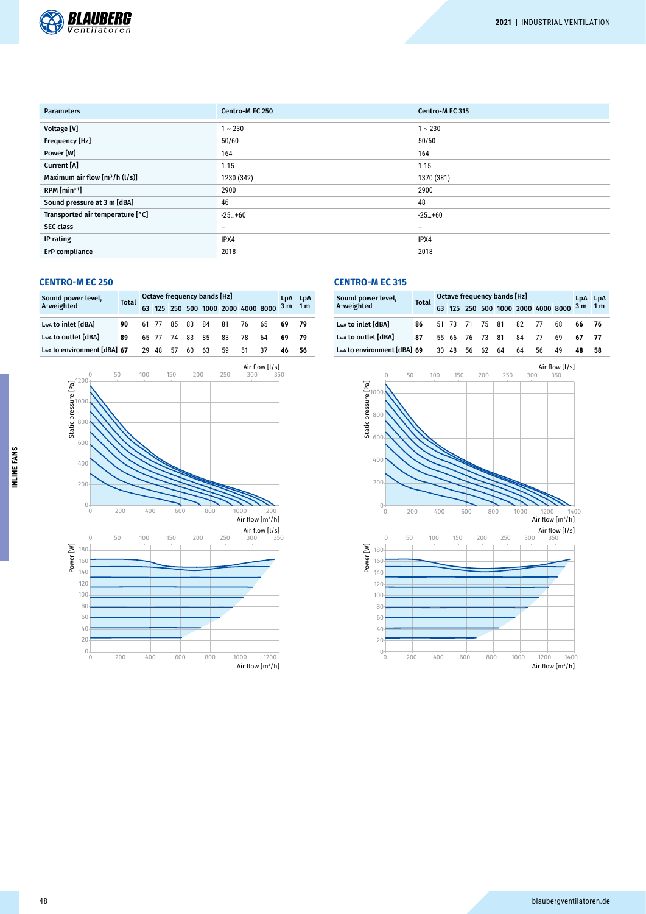| Parameters | Centro-M EC 250 | Centro-M EC 315 |
|---|---|---|
| Voltage [V] | 1 ~ 230 | 1 ~ 230 |
| Frequency [Hz] | 50/60 | 50/60 |
| Power [W] | 164 | 164 |
| Current [A] | 1.15 | 1.15 |
| Maximum air flow [m³/h (l/s)] | 1230 (342) | 1370 (381) |
| RPM [min⁻¹] | 2900 | 2900 |
| Sound pressure at 3 m [dBA] | 46 | 48 |
| Transported air temperature [°C] | -25...+60 | -25...+60 |
| SEC class | – | – |
| IP rating | IPX4 | IPX4 |
| ErP compliance | 2018 | 2018 |

## CENTRO-M EC 250

| Sound power level, A-weighted | Total | Octave frequency bands [Hz] | | | | | | | | LpA 3 m | LpA 1 m |
|---|---|---|---|---|---|---|---|---|---|---|---|
| | | 63 | 125 | 250 | 500 | 1000 | 2000 | 4000 | 8000 | | |
| LwA to inlet [dBA] | 90 | 61 | 77 | 85 | 83 | 84 | 81 | 76 | 65 | 69 | 79 |
| LwA to outlet [dBA] | 89 | 65 | 77 | 74 | 83 | 85 | 83 | 78 | 64 | 69 | 79 |
| LwA to environment [dBA] | 67 | 29 | 48 | 57 | 60 | 63 | 59 | 51 | 37 | 46 | 56 |

Air flow [l/s]
0 50 100 150 200 250 300 350
Static pressure [Pa]
0 200 400 600 800 1000 1200
0 200 400 600 800 1000 1200
Air flow [m³/h]

Air flow [l/s]
0 50 100 150 200 250 300 350
Power [W]
0 20 40 60 80 100 120 140 160 180
0 200 400 600 800 1000 1200
Air flow [m³/h]

## CENTRO-M EC 315

| Sound power level, A-weighted | Total | Octave frequency bands [Hz] | | | | | | | | LpA 3 m | LpA 1 m |
|---|---|---|---|---|---|---|---|---|---|---|---|
| | | 63 | 125 | 250 | 500 | 1000 | 2000 | 4000 | 8000 | | |
| LwA to inlet [dBA] | 86 | 51 | 73 | 71 | 75 | 81 | 82 | 77 | 68 | 66 | 76 |
| LwA to outlet [dBA] | 87 | 55 | 66 | 76 | 73 | 81 | 84 | 77 | 69 | 67 | 77 |
| LwA to environment [dBA] | 69 | 30 | 48 | 56 | 62 | 64 | 64 | 56 | 49 | 48 | 58 |

Air flow [l/s]
0 50 100 150 200 250 300 350
Static pressure [Pa]
0 200 400 600 800 1000
0 200 400 600 800 1000 1200 1400
Air flow [m³/h]

Air flow [l/s]
0 50 100 150 200 250 300 350
Power [W]
0 20 40 60 80 100 120 140 160 180
0 200 400 600 800 1000 1200 1400
Air flow [m³/h]